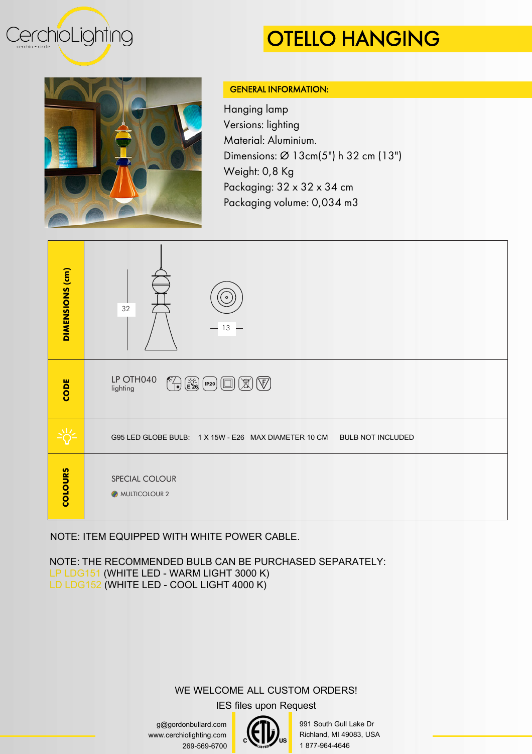# OTELLO HANGING

## GENERAL INFORMATION:

Hanging lamp
Versions: lighting
Material: Aluminium.
Dimensions: Ø 13cm(5") h 32 cm (13")
Weight: 0,8 Kg
Packaging: 32 x 32 x 34 cm
Packaging volume: 0,034 m3

| | |
|---|---|
| **DIMENSIONS (cm)** | 32 / 13 |
| **CODE** | LP OTH040 lighting |
| | G95 LED GLOBE BULB: 1 X 15W - E26 MAX DIAMETER 10 CM BULB NOT INCLUDED |
| **COLOURS** | SPECIAL COLOUR<br>MULTICOLOUR 2 |

NOTE: ITEM EQUIPPED WITH WHITE POWER CABLE.

NOTE: THE RECOMMENDED BULB CAN BE PURCHASED SEPARATELY:
LP LDG151 (WHITE LED - WARM LIGHT 3000 K)
LD LDG152 (WHITE LED - COOL LIGHT 4000 K)

WE WELCOME ALL CUSTOM ORDERS!

IES files upon Request

g@gordonbullard.com
www.cerchiolighting.com
269-569-6700

991 South Gull Lake Dr
Richland, MI 49083, USA
1 877-964-4646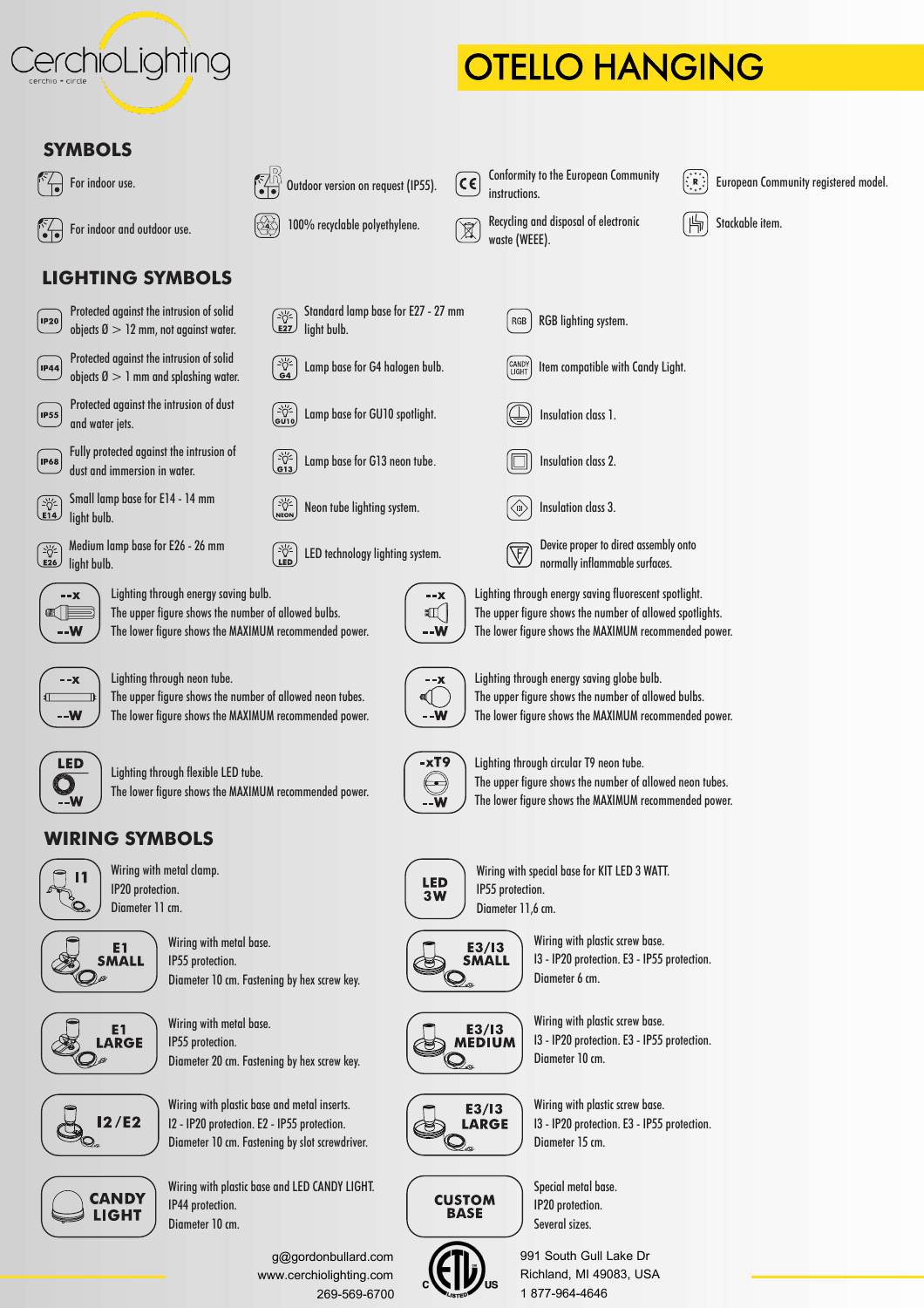CerchioLighting
cerchio = circle

# OTELLO HANGING

## SYMBOLS

For indoor use.

Outdoor version on request (IP55).

Conformity to the European Community instructions.

European Community registered model.

For indoor and outdoor use.

100% recyclable polyethylene.

Recycling and disposal of electronic waste (WEEE).

Stackable item.

## LIGHTING SYMBOLS

IP20 — Protected against the intrusion of solid objects Ø > 12 mm, not against water.

E27 — Standard lamp base for E27 - 27 mm light bulb.

RGB — RGB lighting system.

IP44 — Protected against the intrusion of solid objects Ø > 1 mm and splashing water.

G4 — Lamp base for G4 halogen bulb.

CANDY LIGHT — Item compatible with Candy Light.

IP55 — Protected against the intrusion of dust and water jets.

GU10 — Lamp base for GU10 spotlight.

Insulation class 1.

IP68 — Fully protected against the intrusion of dust and immersion in water.

G13 — Lamp base for G13 neon tube.

Insulation class 2.

E14 — Small lamp base for E14 - 14 mm light bulb.

NEON — Neon tube lighting system.

Insulation class 3.

E26 — Medium lamp base for E26 - 26 mm light bulb.

LED — LED technology lighting system.

Device proper to direct assembly onto normally inflammable surfaces.

--x / --W — Lighting through energy saving bulb. The upper figure shows the number of allowed bulbs. The lower figure shows the MAXIMUM recommended power.

--x / --W — Lighting through energy saving fluorescent spotlight. The upper figure shows the number of allowed spotlights. The lower figure shows the MAXIMUM recommended power.

--x / --W — Lighting through neon tube. The upper figure shows the number of allowed neon tubes. The lower figure shows the MAXIMUM recommended power.

--x / --W — Lighting through energy saving globe bulb. The upper figure shows the number of allowed bulbs. The lower figure shows the MAXIMUM recommended power.

LED / --W — Lighting through flexible LED tube. The lower figure shows the MAXIMUM recommended power.

-xT9 / --W — Lighting through circular T9 neon tube. The upper figure shows the number of allowed neon tubes. The lower figure shows the MAXIMUM recommended power.

## WIRING SYMBOLS

I1 — Wiring with metal clamp. IP20 protection. Diameter 11 cm.

LED 3W — Wiring with special base for KIT LED 3 WATT. IP55 protection. Diameter 11,6 cm.

E1 SMALL — Wiring with metal base. IP55 protection. Diameter 10 cm. Fastening by hex screw key.

E3/I3 SMALL — Wiring with plastic screw base. I3 - IP20 protection. E3 - IP55 protection. Diameter 6 cm.

E1 LARGE — Wiring with metal base. IP55 protection. Diameter 20 cm. Fastening by hex screw key.

E3/I3 MEDIUM — Wiring with plastic screw base. I3 - IP20 protection. E3 - IP55 protection. Diameter 10 cm.

I2/E2 — Wiring with plastic base and metal inserts. I2 - IP20 protection. E2 - IP55 protection. Diameter 10 cm. Fastening by slot screwdriver.

E3/I3 LARGE — Wiring with plastic screw base. I3 - IP20 protection. E3 - IP55 protection. Diameter 15 cm.

CANDY LIGHT — Wiring with plastic base and LED CANDY LIGHT. IP44 protection. Diameter 10 cm.

CUSTOM BASE — Special metal base. IP20 protection. Several sizes.

g@gordonbullard.com
www.cerchiolighting.com
269-569-6700

991 South Gull Lake Dr
Richland, MI 49083, USA
1 877-964-4646